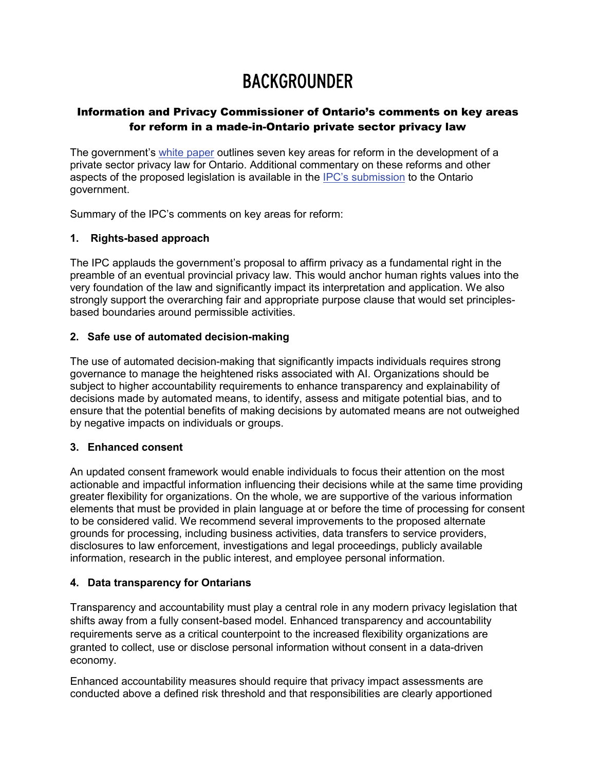# BACKGROUNDER

## Information and Privacy Commissioner of Ontario's comments on key areas for reform in a made-in-Ontario private sector privacy law

The government's white paper outlines seven key areas for reform in the development of a private sector privacy law for Ontario. Additional commentary on these reforms and other aspects of the proposed legislation is available in the IPC's submission to the Ontario government.

Summary of the IPC's comments on key areas for reform:

### 1. Rights-based approach

The IPC applauds the government's proposal to affirm privacy as a fundamental right in the preamble of an eventual provincial privacy law. This would anchor human rights values into the very foundation of the law and significantly impact its interpretation and application. We also strongly support the overarching fair and appropriate purpose clause that would set principles-based boundaries around permissible activities.

### 2. Safe use of automated decision-making

The use of automated decision-making that significantly impacts individuals requires strong governance to manage the heightened risks associated with AI. Organizations should be subject to higher accountability requirements to enhance transparency and explainability of decisions made by automated means, to identify, assess and mitigate potential bias, and to ensure that the potential benefits of making decisions by automated means are not outweighed by negative impacts on individuals or groups.

### 3. Enhanced consent

An updated consent framework would enable individuals to focus their attention on the most actionable and impactful information influencing their decisions while at the same time providing greater flexibility for organizations. On the whole, we are supportive of the various information elements that must be provided in plain language at or before the time of processing for consent to be considered valid. We recommend several improvements to the proposed alternate grounds for processing, including business activities, data transfers to service providers, disclosures to law enforcement, investigations and legal proceedings, publicly available information, research in the public interest, and employee personal information.

### 4. Data transparency for Ontarians

Transparency and accountability must play a central role in any modern privacy legislation that shifts away from a fully consent-based model. Enhanced transparency and accountability requirements serve as a critical counterpoint to the increased flexibility organizations are granted to collect, use or disclose personal information without consent in a data-driven economy.

Enhanced accountability measures should require that privacy impact assessments are conducted above a defined risk threshold and that responsibilities are clearly apportioned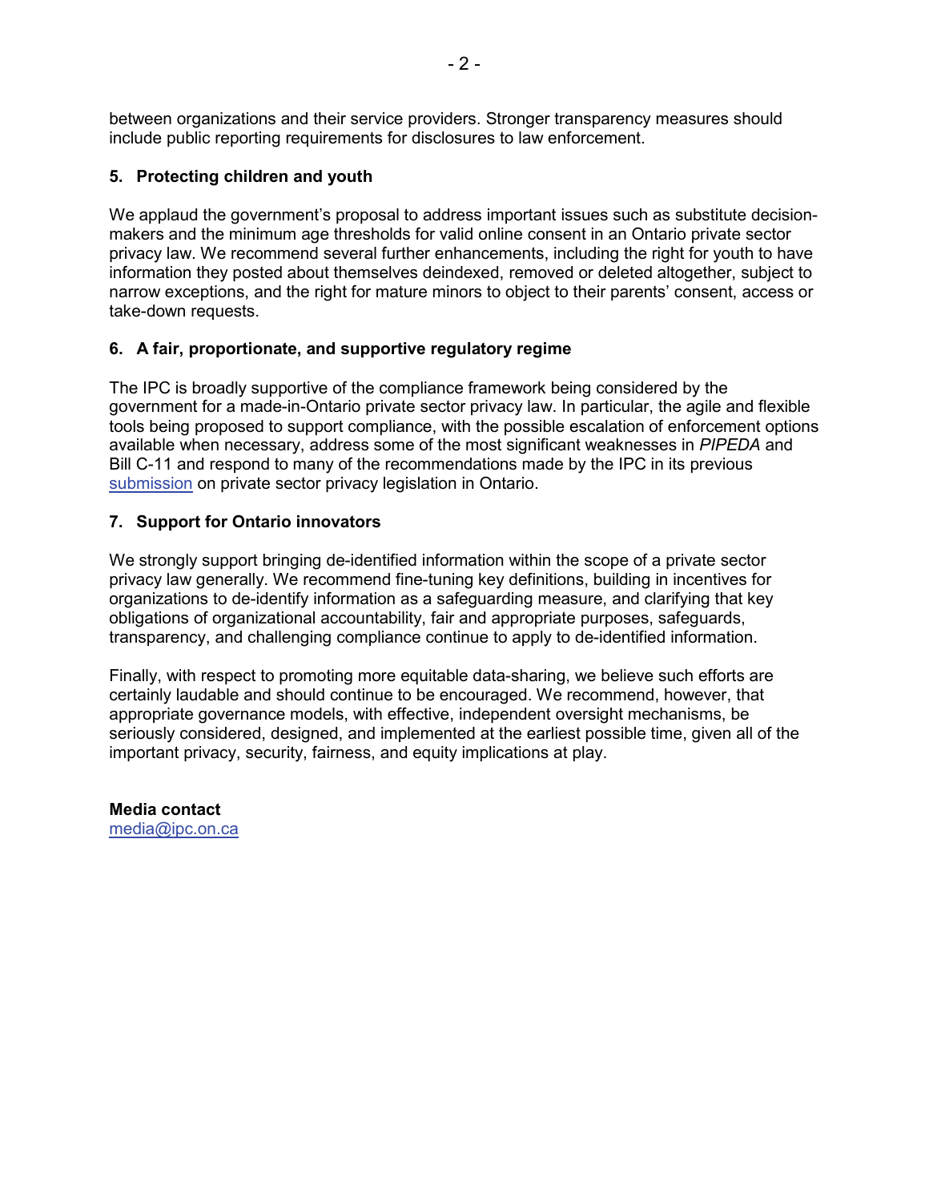between organizations and their service providers. Stronger transparency measures should include public reporting requirements for disclosures to law enforcement.

**5. Protecting children and youth**

We applaud the government's proposal to address important issues such as substitute decision-makers and the minimum age thresholds for valid online consent in an Ontario private sector privacy law. We recommend several further enhancements, including the right for youth to have information they posted about themselves deindexed, removed or deleted altogether, subject to narrow exceptions, and the right for mature minors to object to their parents' consent, access or take-down requests.

**6. A fair, proportionate, and supportive regulatory regime**

The IPC is broadly supportive of the compliance framework being considered by the government for a made-in-Ontario private sector privacy law. In particular, the agile and flexible tools being proposed to support compliance, with the possible escalation of enforcement options available when necessary, address some of the most significant weaknesses in *PIPEDA* and Bill C-11 and respond to many of the recommendations made by the IPC in its previous submission on private sector privacy legislation in Ontario.

**7. Support for Ontario innovators**

We strongly support bringing de-identified information within the scope of a private sector privacy law generally. We recommend fine-tuning key definitions, building in incentives for organizations to de-identify information as a safeguarding measure, and clarifying that key obligations of organizational accountability, fair and appropriate purposes, safeguards, transparency, and challenging compliance continue to apply to de-identified information.

Finally, with respect to promoting more equitable data-sharing, we believe such efforts are certainly laudable and should continue to be encouraged. We recommend, however, that appropriate governance models, with effective, independent oversight mechanisms, be seriously considered, designed, and implemented at the earliest possible time, given all of the important privacy, security, fairness, and equity implications at play.

**Media contact**
media@ipc.on.ca